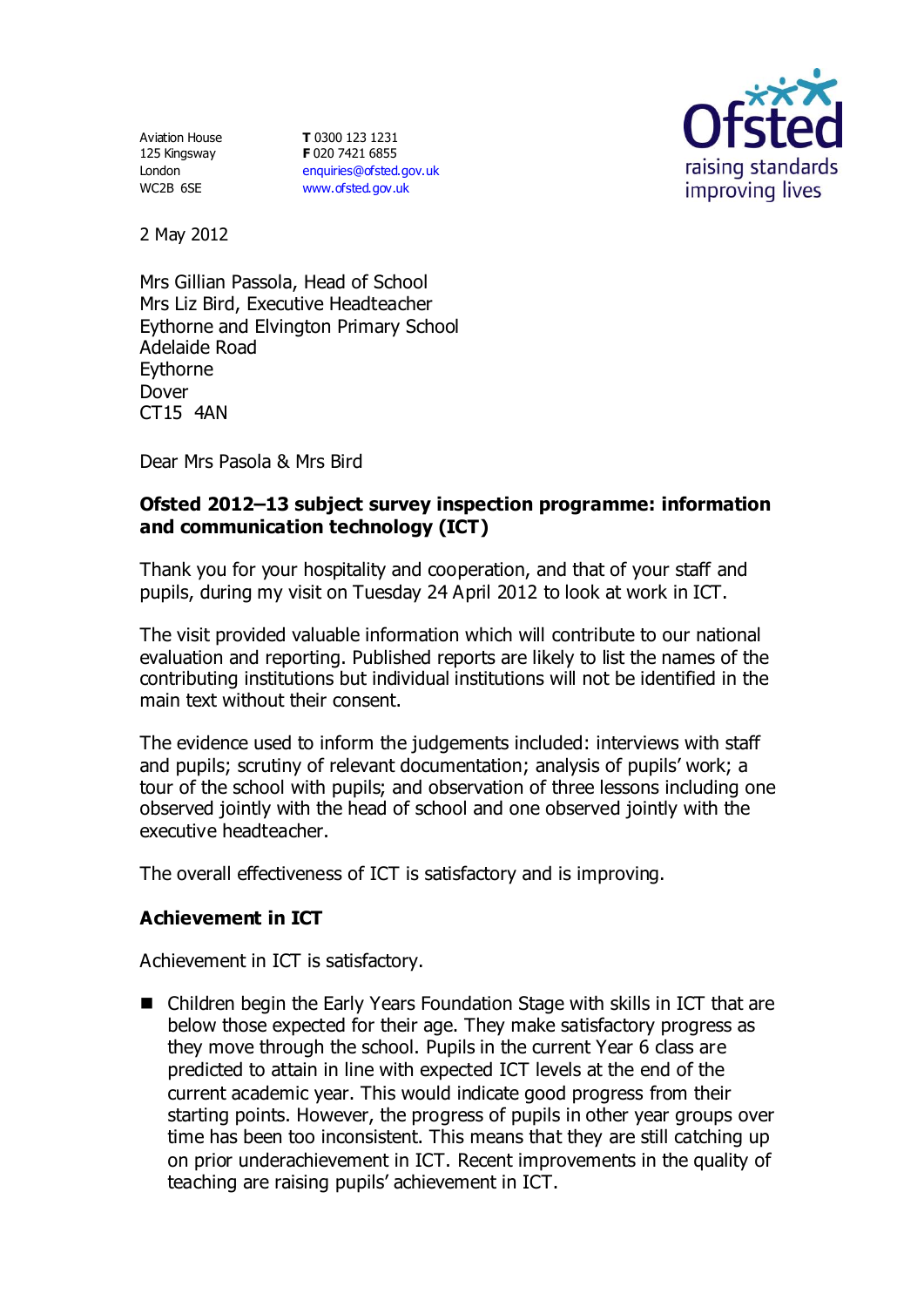Aviation House
125 Kingsway
London
WC2B 6SE

**T** 0300 123 1231
**F** 020 7421 6855
enquiries@ofsted.gov.uk
www.ofsted.gov.uk

Ofsted
raising standards
improving lives

2 May 2012

Mrs Gillian Passola, Head of School
Mrs Liz Bird, Executive Headteacher
Eythorne and Elvington Primary School
Adelaide Road
Eythorne
Dover
CT15 4AN

Dear Mrs Pasola & Mrs Bird

**Ofsted 2012–13 subject survey inspection programme: information and communication technology (ICT)**

Thank you for your hospitality and cooperation, and that of your staff and pupils, during my visit on Tuesday 24 April 2012 to look at work in ICT.

The visit provided valuable information which will contribute to our national evaluation and reporting. Published reports are likely to list the names of the contributing institutions but individual institutions will not be identified in the main text without their consent.

The evidence used to inform the judgements included: interviews with staff and pupils; scrutiny of relevant documentation; analysis of pupils' work; a tour of the school with pupils; and observation of three lessons including one observed jointly with the head of school and one observed jointly with the executive headteacher.

The overall effectiveness of ICT is satisfactory and is improving.

## Achievement in ICT

Achievement in ICT is satisfactory.

- Children begin the Early Years Foundation Stage with skills in ICT that are below those expected for their age. They make satisfactory progress as they move through the school. Pupils in the current Year 6 class are predicted to attain in line with expected ICT levels at the end of the current academic year. This would indicate good progress from their starting points. However, the progress of pupils in other year groups over time has been too inconsistent. This means that they are still catching up on prior underachievement in ICT. Recent improvements in the quality of teaching are raising pupils' achievement in ICT.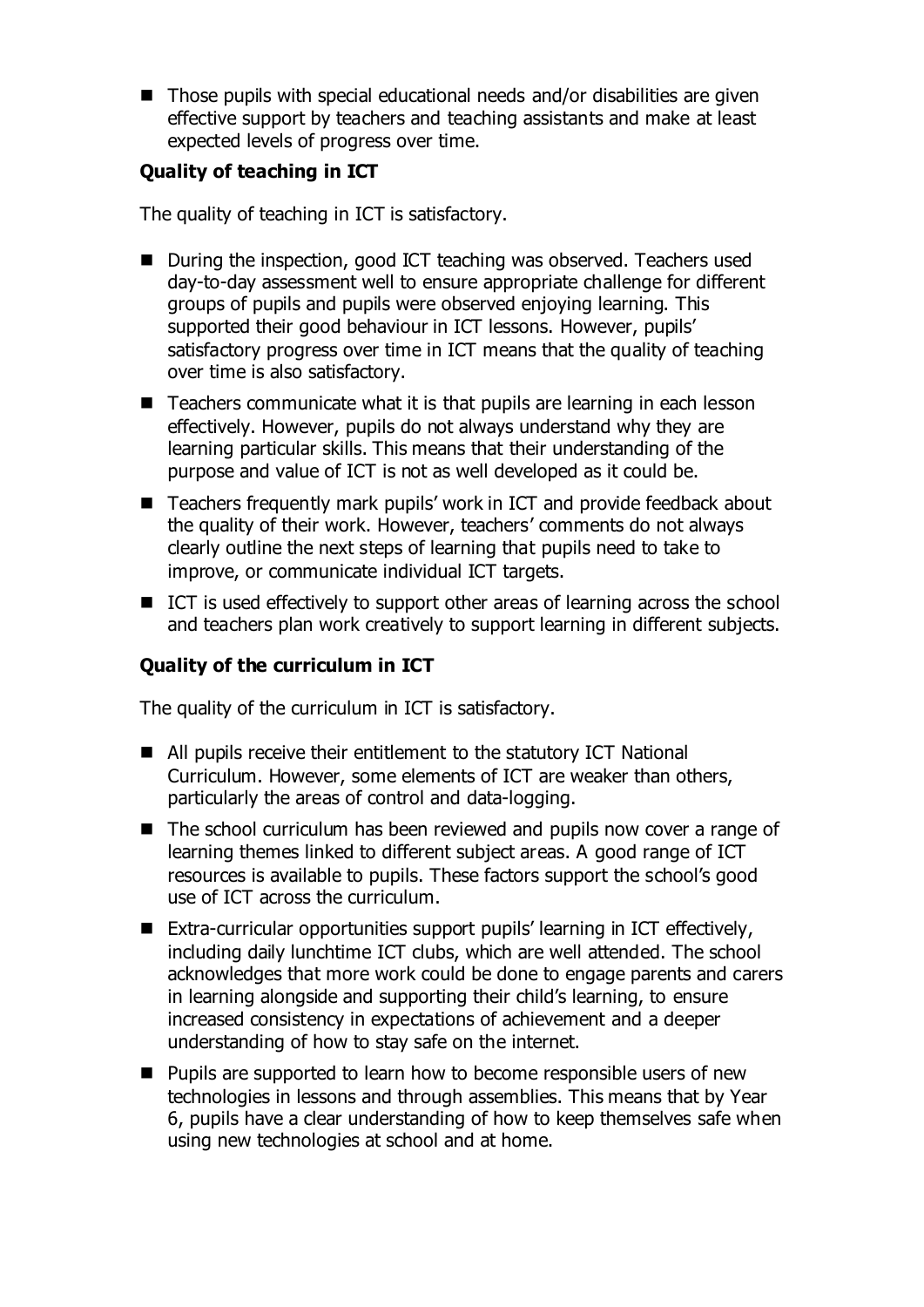- Those pupils with special educational needs and/or disabilities are given effective support by teachers and teaching assistants and make at least expected levels of progress over time.

### Quality of teaching in ICT

The quality of teaching in ICT is satisfactory.

- During the inspection, good ICT teaching was observed. Teachers used day-to-day assessment well to ensure appropriate challenge for different groups of pupils and pupils were observed enjoying learning. This supported their good behaviour in ICT lessons. However, pupils' satisfactory progress over time in ICT means that the quality of teaching over time is also satisfactory.
- Teachers communicate what it is that pupils are learning in each lesson effectively. However, pupils do not always understand why they are learning particular skills. This means that their understanding of the purpose and value of ICT is not as well developed as it could be.
- Teachers frequently mark pupils' work in ICT and provide feedback about the quality of their work. However, teachers' comments do not always clearly outline the next steps of learning that pupils need to take to improve, or communicate individual ICT targets.
- ICT is used effectively to support other areas of learning across the school and teachers plan work creatively to support learning in different subjects.

### Quality of the curriculum in ICT

The quality of the curriculum in ICT is satisfactory.

- All pupils receive their entitlement to the statutory ICT National Curriculum. However, some elements of ICT are weaker than others, particularly the areas of control and data-logging.
- The school curriculum has been reviewed and pupils now cover a range of learning themes linked to different subject areas. A good range of ICT resources is available to pupils. These factors support the school's good use of ICT across the curriculum.
- Extra-curricular opportunities support pupils' learning in ICT effectively, including daily lunchtime ICT clubs, which are well attended. The school acknowledges that more work could be done to engage parents and carers in learning alongside and supporting their child's learning, to ensure increased consistency in expectations of achievement and a deeper understanding of how to stay safe on the internet.
- Pupils are supported to learn how to become responsible users of new technologies in lessons and through assemblies. This means that by Year 6, pupils have a clear understanding of how to keep themselves safe when using new technologies at school and at home.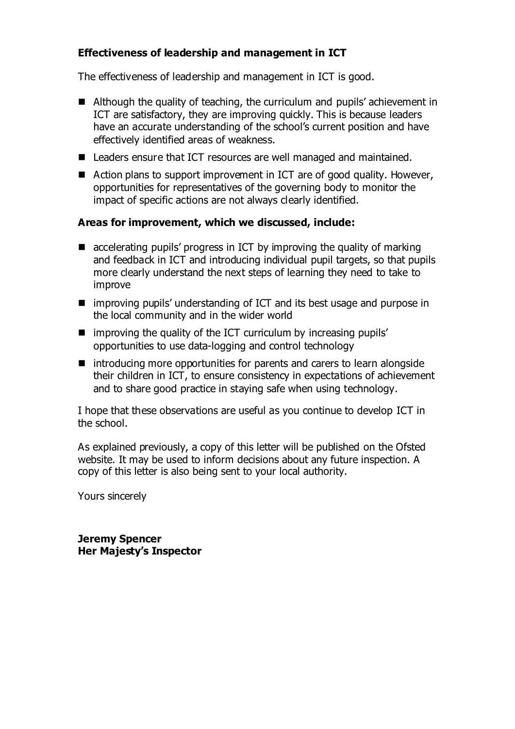**Effectiveness of leadership and management in ICT**

The effectiveness of leadership and management in ICT is good.

- Although the quality of teaching, the curriculum and pupils' achievement in ICT are satisfactory, they are improving quickly. This is because leaders have an accurate understanding of the school's current position and have effectively identified areas of weakness.
- Leaders ensure that ICT resources are well managed and maintained.
- Action plans to support improvement in ICT are of good quality. However, opportunities for representatives of the governing body to monitor the impact of specific actions are not always clearly identified.

**Areas for improvement, which we discussed, include:**

- accelerating pupils' progress in ICT by improving the quality of marking and feedback in ICT and introducing individual pupil targets, so that pupils more clearly understand the next steps of learning they need to take to improve
- improving pupils' understanding of ICT and its best usage and purpose in the local community and in the wider world
- improving the quality of the ICT curriculum by increasing pupils' opportunities to use data-logging and control technology
- introducing more opportunities for parents and carers to learn alongside their children in ICT, to ensure consistency in expectations of achievement and to share good practice in staying safe when using technology.

I hope that these observations are useful as you continue to develop ICT in the school.

As explained previously, a copy of this letter will be published on the Ofsted website. It may be used to inform decisions about any future inspection. A copy of this letter is also being sent to your local authority.

Yours sincerely

**Jeremy Spencer**
**Her Majesty's Inspector**